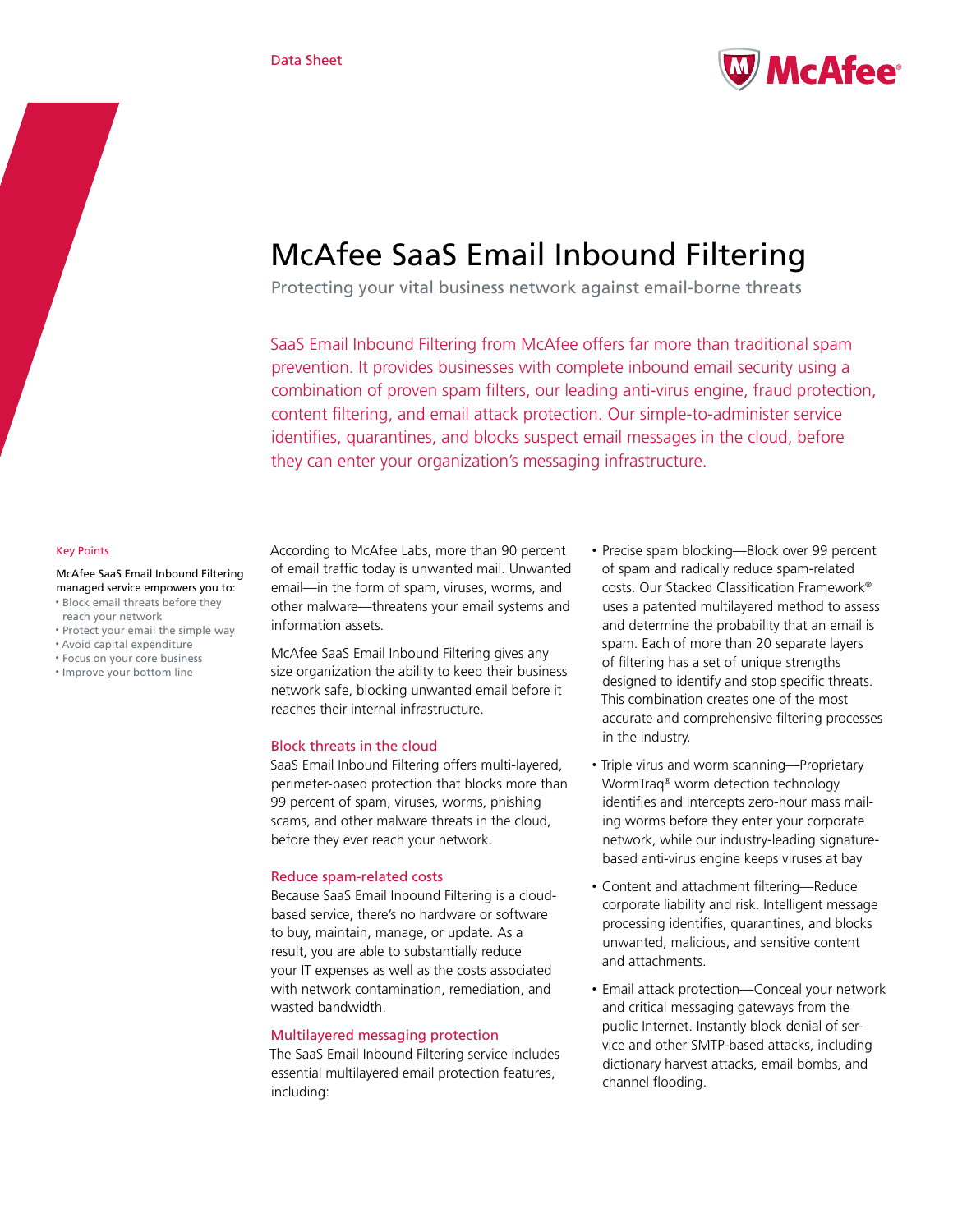Data Sheet

# McAfee SaaS Email Inbound Filtering

Protecting your vital business network against email-borne threats

SaaS Email Inbound Filtering from McAfee offers far more than traditional spam prevention. It provides businesses with complete inbound email security using a combination of proven spam filters, our leading anti-virus engine, fraud protection, content filtering, and email attack protection. Our simple-to-administer service identifies, quarantines, and blocks suspect email messages in the cloud, before they can enter your organization's messaging infrastructure.

### Key Points

McAfee SaaS Email Inbound Filtering managed service empowers you to:

- Block email threats before they reach your network
- Protect your email the simple way
- Avoid capital expenditure
- Focus on your core business
- Improve your bottom line

According to McAfee Labs, more than 90 percent of email traffic today is unwanted mail. Unwanted email—in the form of spam, viruses, worms, and other malware—threatens your email systems and information assets.

McAfee SaaS Email Inbound Filtering gives any size organization the ability to keep their business network safe, blocking unwanted email before it reaches their internal infrastructure.

## Block threats in the cloud

SaaS Email Inbound Filtering offers multi-layered, perimeter-based protection that blocks more than 99 percent of spam, viruses, worms, phishing scams, and other malware threats in the cloud, before they ever reach your network.

## Reduce spam-related costs

Because SaaS Email Inbound Filtering is a cloud-based service, there's no hardware or software to buy, maintain, manage, or update. As a result, you are able to substantially reduce your IT expenses as well as the costs associated with network contamination, remediation, and wasted bandwidth.

## Multilayered messaging protection

The SaaS Email Inbound Filtering service includes essential multilayered email protection features, including:

- Precise spam blocking—Block over 99 percent of spam and radically reduce spam-related costs. Our Stacked Classification Framework® uses a patented multilayered method to assess and determine the probability that an email is spam. Each of more than 20 separate layers of filtering has a set of unique strengths designed to identify and stop specific threats. This combination creates one of the most accurate and comprehensive filtering processes in the industry.
- Triple virus and worm scanning—Proprietary WormTraq® worm detection technology identifies and intercepts zero-hour mass mailing worms before they enter your corporate network, while our industry-leading signature-based anti-virus engine keeps viruses at bay
- Content and attachment filtering—Reduce corporate liability and risk. Intelligent message processing identifies, quarantines, and blocks unwanted, malicious, and sensitive content and attachments.
- Email attack protection—Conceal your network and critical messaging gateways from the public Internet. Instantly block denial of service and other SMTP-based attacks, including dictionary harvest attacks, email bombs, and channel flooding.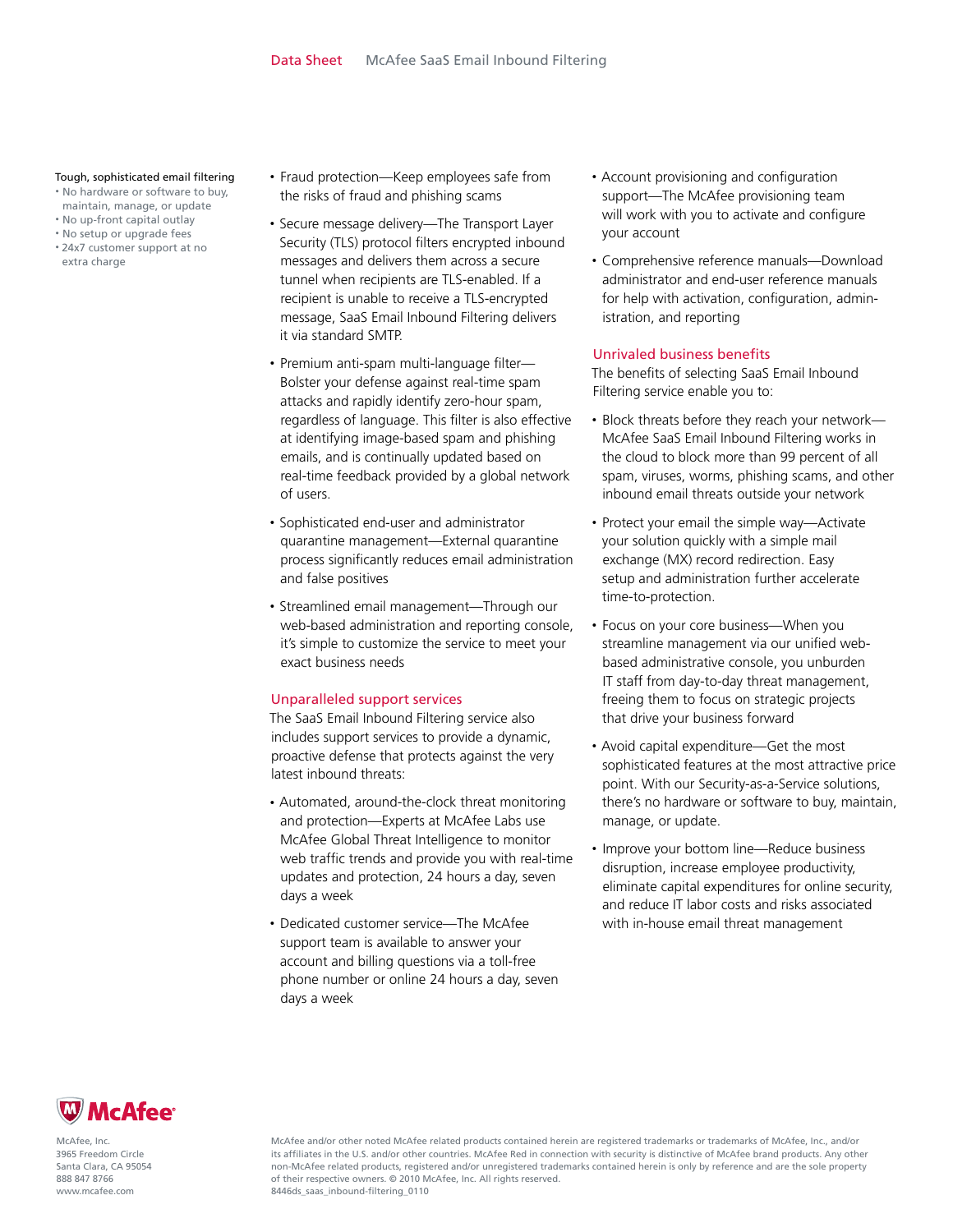**Tough, sophisticated email filtering**

- No hardware or software to buy, maintain, manage, or update
- No up-front capital outlay
- No setup or upgrade fees
- 24x7 customer support at no extra charge

- Fraud protection—Keep employees safe from the risks of fraud and phishing scams
- Secure message delivery—The Transport Layer Security (TLS) protocol filters encrypted inbound messages and delivers them across a secure tunnel when recipients are TLS-enabled. If a recipient is unable to receive a TLS-encrypted message, SaaS Email Inbound Filtering delivers it via standard SMTP.
- Premium anti-spam multi-language filter—Bolster your defense against real-time spam attacks and rapidly identify zero-hour spam, regardless of language. This filter is also effective at identifying image-based spam and phishing emails, and is continually updated based on real-time feedback provided by a global network of users.
- Sophisticated end-user and administrator quarantine management—External quarantine process significantly reduces email administration and false positives
- Streamlined email management—Through our web-based administration and reporting console, it's simple to customize the service to meet your exact business needs

## Unparalleled support services

The SaaS Email Inbound Filtering service also includes support services to provide a dynamic, proactive defense that protects against the very latest inbound threats:

- Automated, around-the-clock threat monitoring and protection—Experts at McAfee Labs use McAfee Global Threat Intelligence to monitor web traffic trends and provide you with real-time updates and protection, 24 hours a day, seven days a week
- Dedicated customer service—The McAfee support team is available to answer your account and billing questions via a toll-free phone number or online 24 hours a day, seven days a week
- Account provisioning and configuration support—The McAfee provisioning team will work with you to activate and configure your account
- Comprehensive reference manuals—Download administrator and end-user reference manuals for help with activation, configuration, administration, and reporting

## Unrivaled business benefits

The benefits of selecting SaaS Email Inbound Filtering service enable you to:

- Block threats before they reach your network—McAfee SaaS Email Inbound Filtering works in the cloud to block more than 99 percent of all spam, viruses, worms, phishing scams, and other inbound email threats outside your network
- Protect your email the simple way—Activate your solution quickly with a simple mail exchange (MX) record redirection. Easy setup and administration further accelerate time-to-protection.
- Focus on your core business—When you streamline management via our unified web-based administrative console, you unburden IT staff from day-to-day threat management, freeing them to focus on strategic projects that drive your business forward
- Avoid capital expenditure—Get the most sophisticated features at the most attractive price point. With our Security-as-a-Service solutions, there's no hardware or software to buy, maintain, manage, or update.
- Improve your bottom line—Reduce business disruption, increase employee productivity, eliminate capital expenditures for online security, and reduce IT labor costs and risks associated with in-house email threat management

McAfee, Inc.
3965 Freedom Circle
Santa Clara, CA 95054
888 847 8766
www.mcafee.com

McAfee and/or other noted McAfee related products contained herein are registered trademarks or trademarks of McAfee, Inc., and/or its affiliates in the U.S. and/or other countries. McAfee Red in connection with security is distinctive of McAfee brand products. Any other non-McAfee related products, registered and/or unregistered trademarks contained herein is only by reference and are the sole property of their respective owners. © 2010 McAfee, Inc. All rights reserved.
8446ds_saas_inbound-filtering_0110